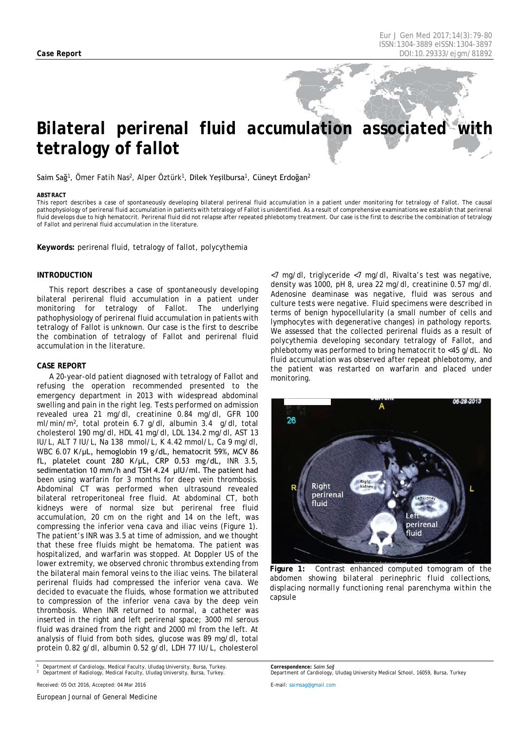**Case Report**

# Bilateral perirenal fluid accumulation associated with tetralogy of fallot

Saim Sağ[1], Ömer Fatih Nas[2], Alper Öztürk[1], Dilek Yeşilbursa[1], Cüneyt Erdoğan[2]

**ABSTRACT**

This report describes a case of spontaneously developing bilateral perirenal fluid accumulation in a patient under monitoring for tetralogy of Fallot. The causal pathophysiology of perirenal fluid accumulation in patients with tetralogy of Fallot is unidentified. As a result of comprehensive examinations we establish that perirenal fluid develops due to high hematocrit. Perirenal fluid did not relapse after repeated phlebotomy treatment. Our case is the first to describe the combination of tetralogy of Fallot and perirenal fluid accumulation in the literature.

**Keywords:** perirenal fluid, tetralogy of fallot, polycythemia

## INTRODUCTION

This report describes a case of spontaneously developing bilateral perirenal fluid accumulation in a patient under monitoring for tetralogy of Fallot. The underlying pathophysiology of perirenal fluid accumulation in patients with tetralogy of Fallot is unknown. Our case is the first to describe the combination of tetralogy of Fallot and perirenal fluid accumulation in the literature.

## CASE REPORT

A 20-year-old patient diagnosed with tetralogy of Fallot and refusing the operation recommended presented to the emergency department in 2013 with widespread abdominal swelling and pain in the right leg. Tests performed on admission revealed urea 21 mg/dl, creatinine 0.84 mg/dl, GFR 100 ml/min/m$^2$, total protein 6.7 g/dl, albumin 3.4 g/dl, total cholesterol 190 mg/dl, HDL 41 mg/dl, LDL 134.2 mg/dl, AST 13 IU/L, ALT 7 IU/L, Na 138 mmol/L, K 4.42 mmol/L, Ca 9 mg/dl, WBC 6.07 K/µL, hemoglobin 19 g/dL, hematocrit 59%, MCV 86 fL, platelet count 280 K/µL, CRP 0.53 mg/dL, INR 3.5, sedimentation 10 mm/h and TSH 4.24 µIU/ml. The patient had been using warfarin for 3 months for deep vein thrombosis. Abdominal CT was performed when ultrasound revealed bilateral retroperitoneal free fluid. At abdominal CT, both kidneys were of normal size but perirenal free fluid accumulation, 20 cm on the right and 14 on the left, was compressing the inferior vena cava and iliac veins (Figure 1). The patient's INR was 3.5 at time of admission, and we thought that these free fluids might be hematoma. The patient was hospitalized, and warfarin was stopped. At Doppler US of the lower extremity, we observed chronic thrombus extending from the bilateral main femoral veins to the iliac veins. The bilateral perirenal fluids had compressed the inferior vena cava. We decided to evacuate the fluids, whose formation we attributed to compression of the inferior vena cava by the deep vein thrombosis. When INR returned to normal, a catheter was inserted in the right and left perirenal space; 3000 ml serous fluid was drained from the right and 2000 ml from the left. At analysis of fluid from both sides, glucose was 89 mg/dl, total protein 0.82 g/dl, albumin 0.52 g/dl, LDH 77 IU/L, cholesterol <7 mg/dl, triglyceride <7 mg/dl, Rivalta's test was negative, density was 1000, pH 8, urea 22 mg/dl, creatinine 0.57 mg/dl. Adenosine deaminase was negative, fluid was serous and culture tests were negative. Fluid specimens were described in terms of benign hypocellularity (a small number of cells and lymphocytes with degenerative changes) in pathology reports. We assessed that the collected perirenal fluids as a result of polycythemia developing secondary tetralogy of Fallot, and phlebotomy was performed to bring hematocrit to <45 g/dL. No fluid accumulation was observed after repeat phlebotomy, and the patient was restarted on warfarin and placed under monitoring.

**Figure 1:** Contrast enhanced computed tomogram of the abdomen showing bilateral perinephric fluid collections, displacing normally functioning renal parenchyma within the capsule

[1] Department of Cardiology, Medical Faculty, Uludag University, Bursa, Turkey.
[2] Department of Radiology, Medical Faculty, Uludag University, Bursa, Turkey.

Received: 05 Oct 2016, Accepted: 04 Mar 2016

**Correspondence:** *Saim Sağ*
Department of Cardiology, Uludag University Medical School, 16059, Bursa, Turkey

E-mail: saimsag@gmail.com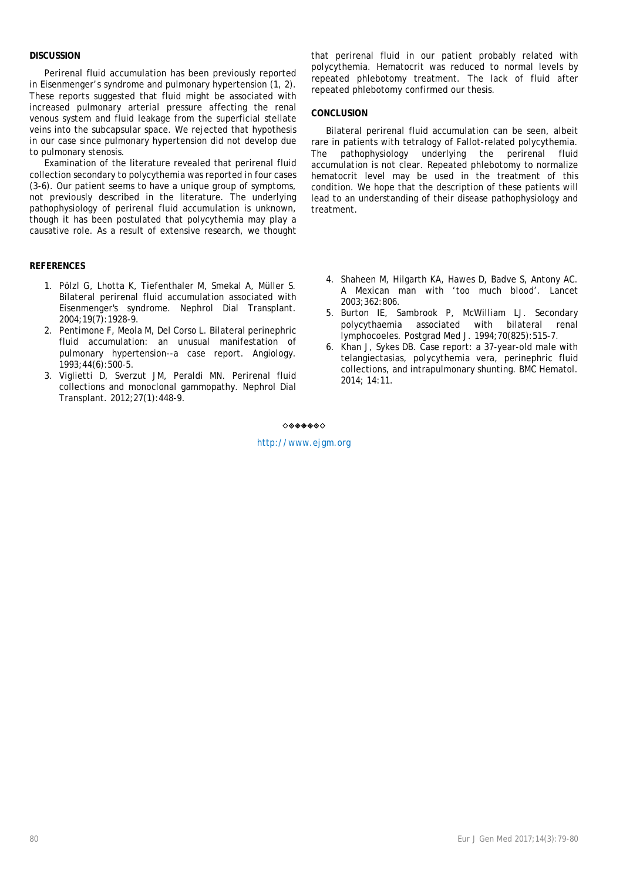**DISCUSSION**

Perirenal fluid accumulation has been previously reported in Eisenmenger's syndrome and pulmonary hypertension (1, 2). These reports suggested that fluid might be associated with increased pulmonary arterial pressure affecting the renal venous system and fluid leakage from the superficial stellate veins into the subcapsular space. We rejected that hypothesis in our case since pulmonary hypertension did not develop due to pulmonary stenosis.

Examination of the literature revealed that perirenal fluid collection secondary to polycythemia was reported in four cases (3-6). Our patient seems to have a unique group of symptoms, not previously described in the literature. The underlying pathophysiology of perirenal fluid accumulation is unknown, though it has been postulated that polycythemia may play a causative role. As a result of extensive research, we thought that perirenal fluid in our patient probably related with polycythemia. Hematocrit was reduced to normal levels by repeated phlebotomy treatment. The lack of fluid after repeated phlebotomy confirmed our thesis.

**CONCLUSION**

Bilateral perirenal fluid accumulation can be seen, albeit rare in patients with tetralogy of Fallot-related polycythemia. The pathophysiology underlying the perirenal fluid accumulation is not clear. Repeated phlebotomy to normalize hematocrit level may be used in the treatment of this condition. We hope that the description of these patients will lead to an understanding of their disease pathophysiology and treatment.

**REFERENCES**

1. Pölzl G, Lhotta K, Tiefenthaler M, Smekal A, Müller S. Bilateral perirenal fluid accumulation associated with Eisenmenger's syndrome. Nephrol Dial Transplant. 2004;19(7):1928-9.
2. Pentimone F, Meola M, Del Corso L. Bilateral perinephric fluid accumulation: an unusual manifestation of pulmonary hypertension--a case report. Angiology. 1993;44(6):500-5.
3. Viglietti D, Sverzut JM, Peraldi MN. Perirenal fluid collections and monoclonal gammopathy. Nephrol Dial Transplant. 2012;27(1):448-9.
4. Shaheen M, Hilgarth KA, Hawes D, Badve S, Antony AC. A Mexican man with 'too much blood'. Lancet 2003;362:806.
5. Burton IE, Sambrook P, McWilliam LJ. Secondary polycythaemia associated with bilateral renal lymphocoeles. Postgrad Med J. 1994;70(825):515-7.
6. Khan J, Sykes DB. Case report: a 37-year-old male with telangiectasias, polycythemia vera, perinephric fluid collections, and intrapulmonary shunting. BMC Hematol. 2014; 14:11.

◇◆◆◆◆◆◇

http://www.ejgm.org